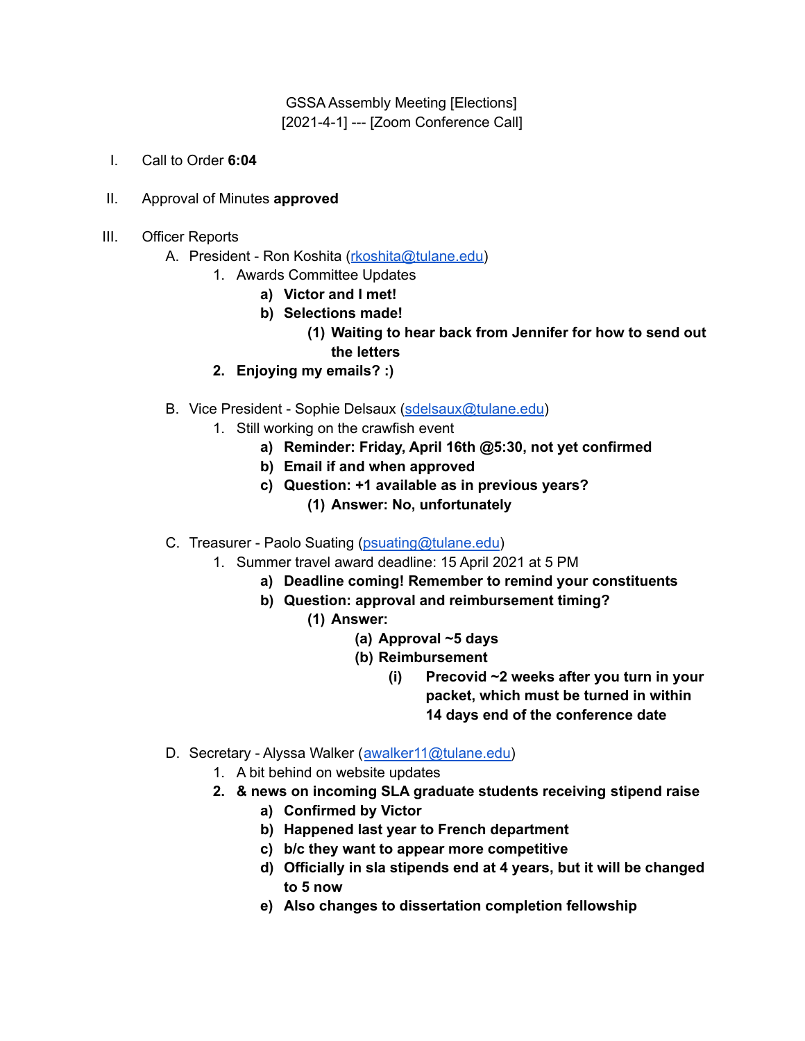GSSA Assembly Meeting [Elections]
[2021-4-1] --- [Zoom Conference Call]

I. Call to Order **6:04**

II. Approval of Minutes **approved**

III. Officer Reports
   A. President - Ron Koshita (rkoshita@tulane.edu)
      1. Awards Committee Updates
         a) **Victor and I met!**
         b) **Selections made!**
            (1) **Waiting to hear back from Jennifer for how to send out the letters**
      2. **Enjoying my emails? :)**

   B. Vice President - Sophie Delsaux (sdelsaux@tulane.edu)
      1. Still working on the crawfish event
         a) **Reminder: Friday, April 16th @5:30, not yet confirmed**
         b) **Email if and when approved**
         c) **Question: +1 available as in previous years?**
            (1) **Answer: No, unfortunately**

   C. Treasurer - Paolo Suating (psuating@tulane.edu)
      1. Summer travel award deadline: 15 April 2021 at 5 PM
         a) **Deadline coming! Remember to remind your constituents**
         b) **Question: approval and reimbursement timing?**
            (1) **Answer:**
               (a) **Approval ~5 days**
               (b) **Reimbursement**
                  (i) **Precovid ~2 weeks after you turn in your packet, which must be turned in within 14 days end of the conference date**

   D. Secretary - Alyssa Walker (awalker11@tulane.edu)
      1. A bit behind on website updates
      2. **& news on incoming SLA graduate students receiving stipend raise**
         a) **Confirmed by Victor**
         b) **Happened last year to French department**
         c) **b/c they want to appear more competitive**
         d) **Officially in sla stipends end at 4 years, but it will be changed to 5 now**
         e) **Also changes to dissertation completion fellowship**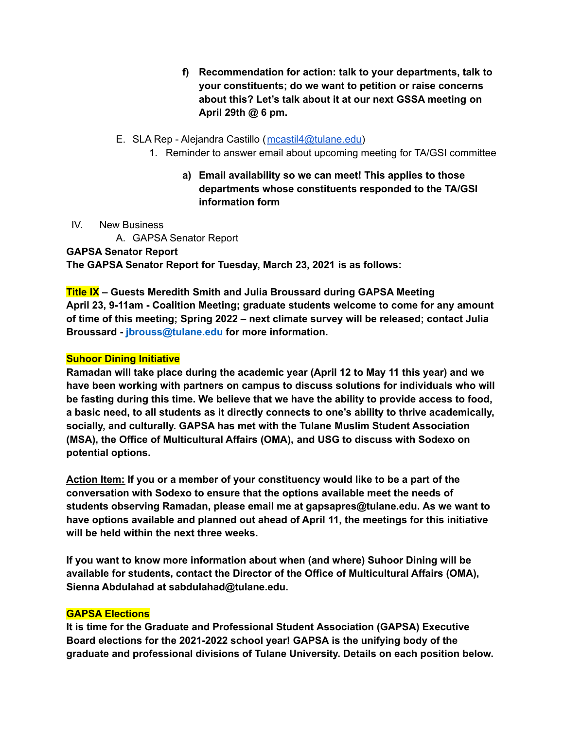f) **Recommendation for action: talk to your departments, talk to your constituents; do we want to petition or raise concerns about this? Let's talk about it at our next GSSA meeting on April 29th @ 6 pm.**

E. SLA Rep - Alejandra Castillo (mcastil4@tulane.edu)

1. Reminder to answer email about upcoming meeting for TA/GSI committee

    a) **Email availability so we can meet! This applies to those departments whose constituents responded to the TA/GSI information form**

IV. New Business

A. GAPSA Senator Report

**GAPSA Senator Report**

**The GAPSA Senator Report for Tuesday, March 23, 2021 is as follows:**

**Title IX – Guests Meredith Smith and Julia Broussard during GAPSA Meeting**
**April 23, 9-11am - Coalition Meeting; graduate students welcome to come for any amount of time of this meeting; Spring 2022 – next climate survey will be released; contact Julia Broussard - jbrouss@tulane.edu for more information.**

**Suhoor Dining Initiative**

**Ramadan will take place during the academic year (April 12 to May 11 this year) and we have been working with partners on campus to discuss solutions for individuals who will be fasting during this time. We believe that we have the ability to provide access to food, a basic need, to all students as it directly connects to one's ability to thrive academically, socially, and culturally. GAPSA has met with the Tulane Muslim Student Association (MSA), the Office of Multicultural Affairs (OMA), and USG to discuss with Sodexo on potential options.**

**Action Item: If you or a member of your constituency would like to be a part of the conversation with Sodexo to ensure that the options available meet the needs of students observing Ramadan, please email me at gapsapres@tulane.edu. As we want to have options available and planned out ahead of April 11, the meetings for this initiative will be held within the next three weeks.**

**If you want to know more information about when (and where) Suhoor Dining will be available for students, contact the Director of the Office of Multicultural Affairs (OMA), Sienna Abdulahad at sabdulahad@tulane.edu.**

**GAPSA Elections**

**It is time for the Graduate and Professional Student Association (GAPSA) Executive Board elections for the 2021-2022 school year! GAPSA is the unifying body of the graduate and professional divisions of Tulane University. Details on each position below.**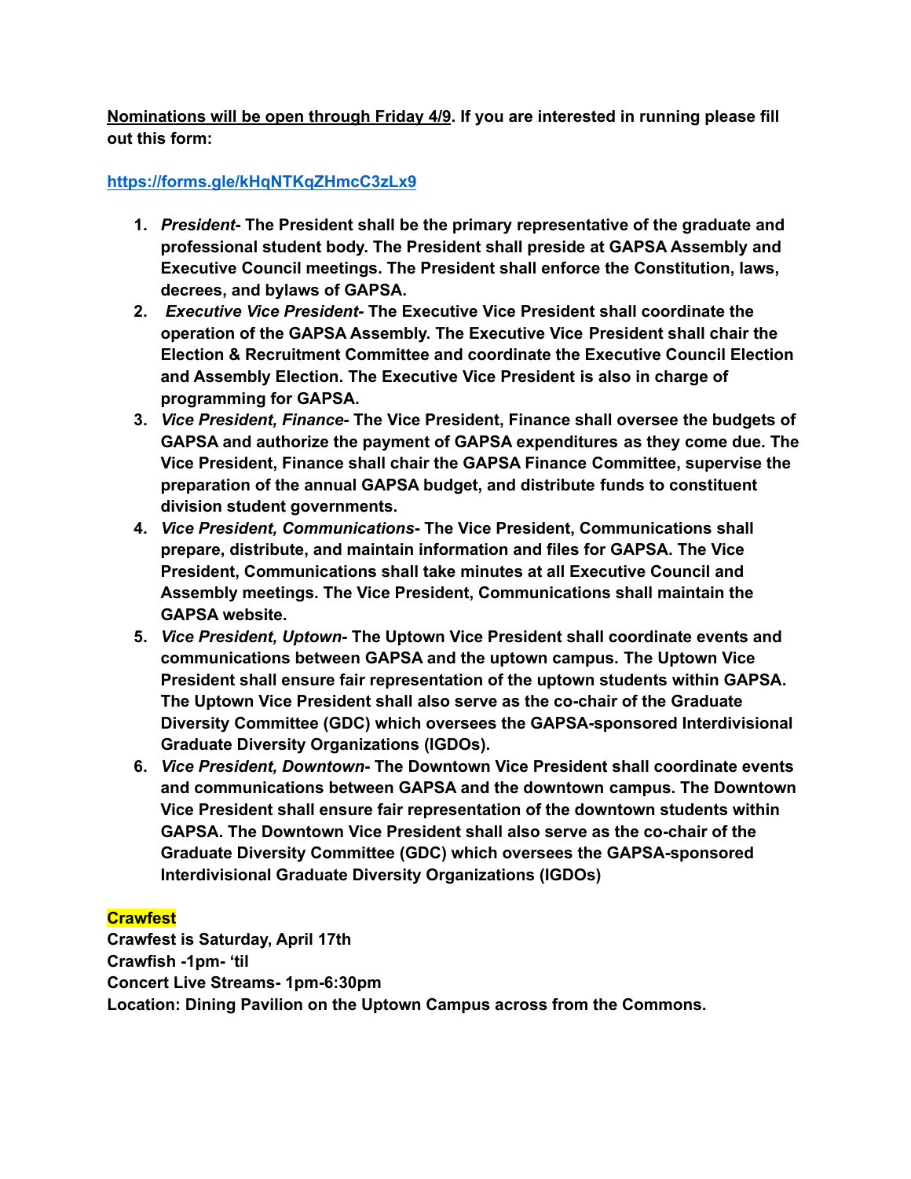**<u>Nominations will be open through Friday 4/9</u>. If you are interested in running please fill out this form:**

**https://forms.gle/kHqNTKqZHmcC3zLx9**

1. ***President*- The President shall be the primary representative of the graduate and professional student body. The President shall preside at GAPSA Assembly and Executive Council meetings. The President shall enforce the Constitution, laws, decrees, and bylaws of GAPSA.**
2. ***Executive Vice President*- The Executive Vice President shall coordinate the operation of the GAPSA Assembly. The Executive Vice President shall chair the Election & Recruitment Committee and coordinate the Executive Council Election and Assembly Election. The Executive Vice President is also in charge of programming for GAPSA.**
3. ***Vice President, Finance*- The Vice President, Finance shall oversee the budgets of GAPSA and authorize the payment of GAPSA expenditures as they come due. The Vice President, Finance shall chair the GAPSA Finance Committee, supervise the preparation of the annual GAPSA budget, and distribute funds to constituent division student governments.**
4. ***Vice President, Communications*- The Vice President, Communications shall prepare, distribute, and maintain information and files for GAPSA. The Vice President, Communications shall take minutes at all Executive Council and Assembly meetings. The Vice President, Communications shall maintain the GAPSA website.**
5. ***Vice President, Uptown*- The Uptown Vice President shall coordinate events and communications between GAPSA and the uptown campus. The Uptown Vice President shall ensure fair representation of the uptown students within GAPSA. The Uptown Vice President shall also serve as the co-chair of the Graduate Diversity Committee (GDC) which oversees the GAPSA-sponsored Interdivisional Graduate Diversity Organizations (IGDOs).**
6. ***Vice President, Downtown*- The Downtown Vice President shall coordinate events and communications between GAPSA and the downtown campus. The Downtown Vice President shall ensure fair representation of the downtown students within GAPSA. The Downtown Vice President shall also serve as the co-chair of the Graduate Diversity Committee (GDC) which oversees the GAPSA-sponsored Interdivisional Graduate Diversity Organizations (IGDOs)**

**Crawfest**

**Crawfest is Saturday, April 17th**
**Crawfish -1pm- 'til**
**Concert Live Streams- 1pm-6:30pm**
**Location: Dining Pavilion on the Uptown Campus across from the Commons.**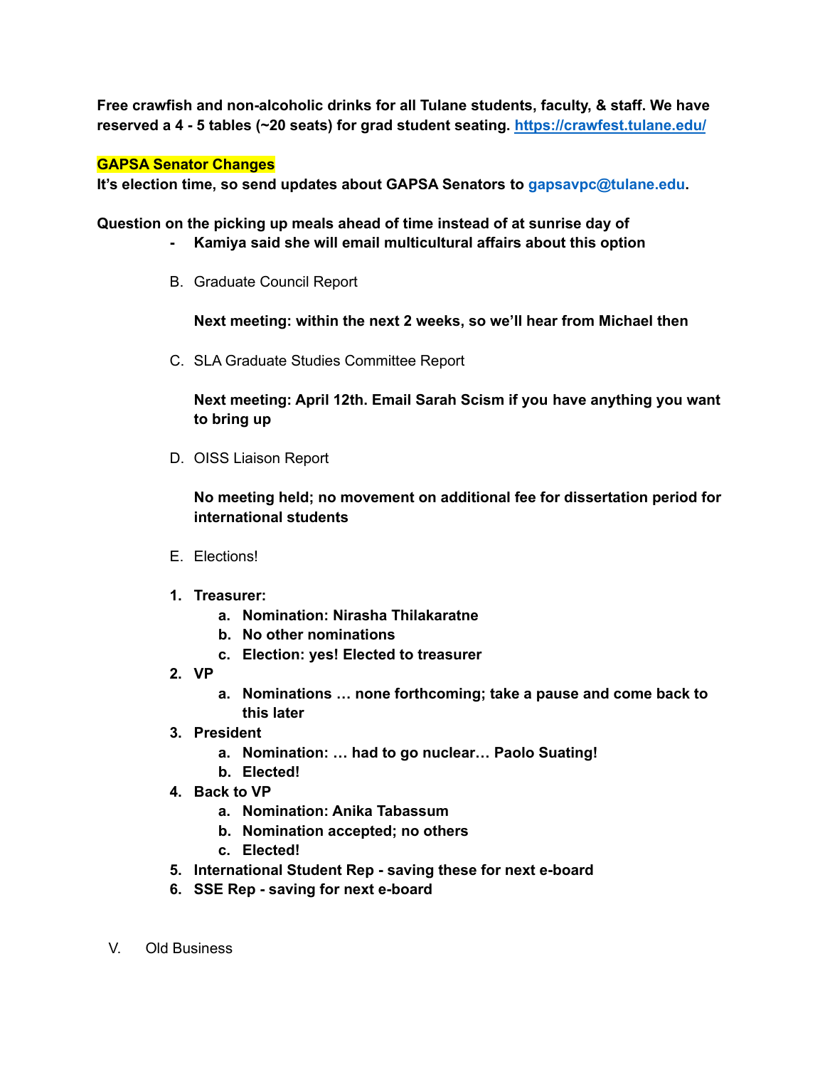**Free crawfish and non-alcoholic drinks for all Tulane students, faculty, & staff. We have reserved a 4 - 5 tables (~20 seats) for grad student seating. [https://crawfest.tulane.edu/](https://crawfest.tulane.edu/)**

**GAPSA Senator Changes**

**It's election time, so send updates about GAPSA Senators to gapsavpc@tulane.edu.**

**Question on the picking up meals ahead of time instead of at sunrise day of**

- **Kamiya said she will email multicultural affairs about this option**

B. Graduate Council Report

**Next meeting: within the next 2 weeks, so we'll hear from Michael then**

C. SLA Graduate Studies Committee Report

**Next meeting: April 12th. Email Sarah Scism if you have anything you want to bring up**

D. OISS Liaison Report

**No meeting held; no movement on additional fee for dissertation period for international students**

E. Elections!

1. **Treasurer:**
   a. **Nomination: Nirasha Thilakaratne**
   b. **No other nominations**
   c. **Election: yes! Elected to treasurer**
2. **VP**
   a. **Nominations … none forthcoming; take a pause and come back to this later**
3. **President**
   a. **Nomination: … had to go nuclear… Paolo Suating!**
   b. **Elected!**
4. **Back to VP**
   a. **Nomination: Anika Tabassum**
   b. **Nomination accepted; no others**
   c. **Elected!**
5. **International Student Rep - saving these for next e-board**
6. **SSE Rep - saving for next e-board**

V. Old Business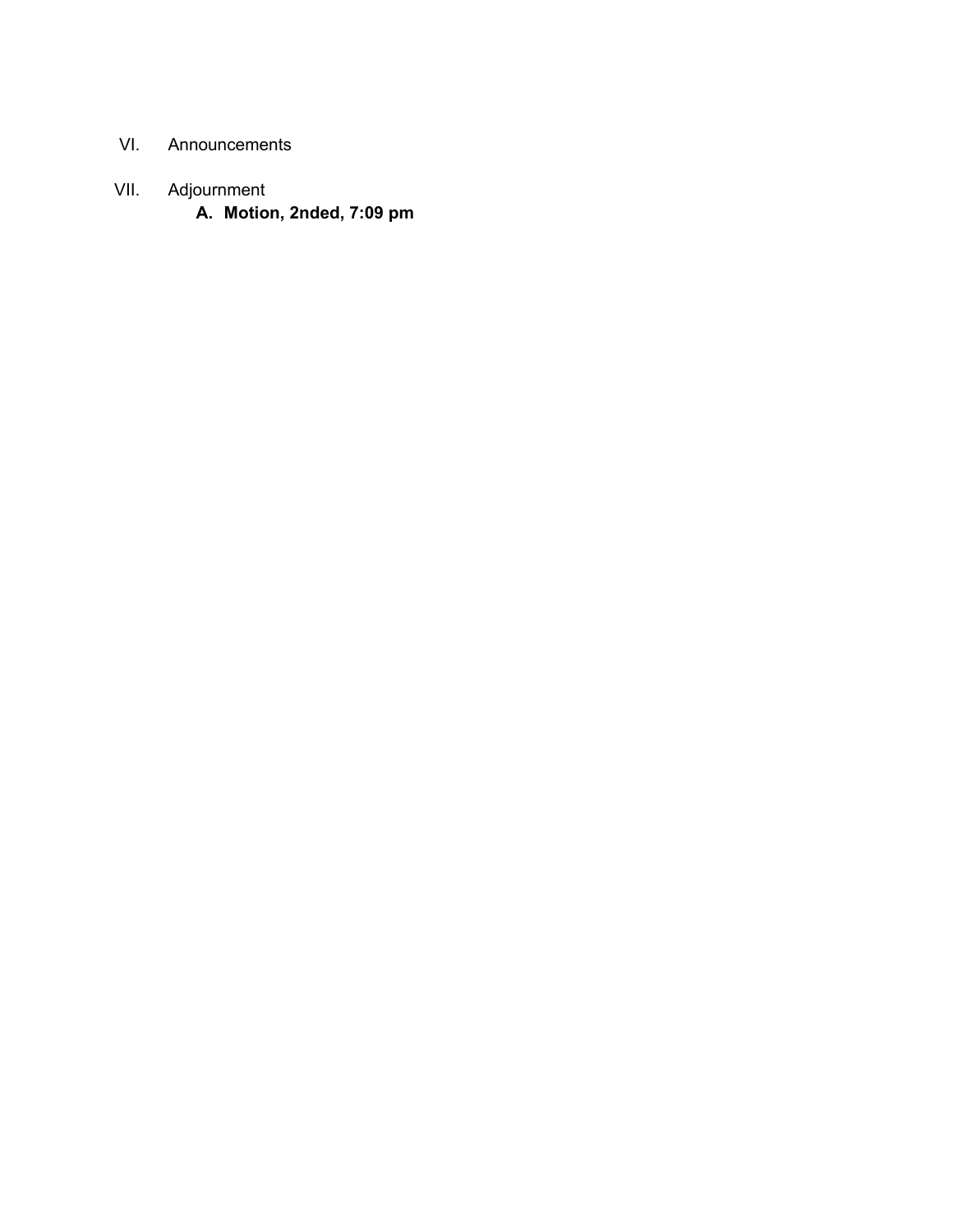VI. Announcements

VII. Adjournment

   A. **Motion, 2nded, 7:09 pm**